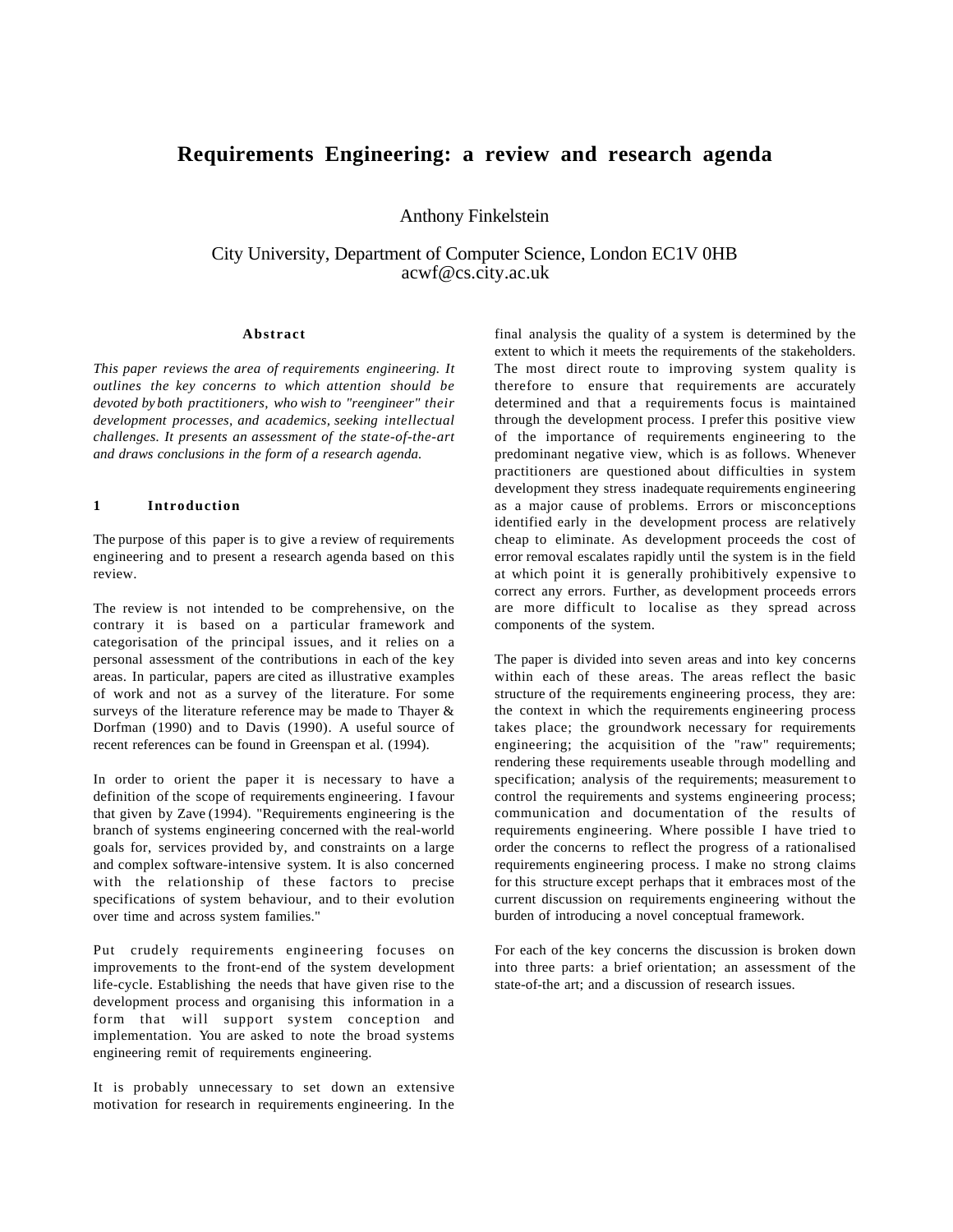# Requirements Engineering: a review and research agenda

Anthony Finkelstein

City University, Department of Computer Science, London EC1V 0HB
acwf@cs.city.ac.uk

### Abstract

*This paper reviews the area of requirements engineering. It outlines the key concerns to which attention should be devoted by both practitioners, who wish to "reengineer" their development processes, and academics, seeking intellectual challenges. It presents an assessment of the state-of-the-art and draws conclusions in the form of a research agenda.*

## 1 Introduction

The purpose of this paper is to give a review of requirements engineering and to present a research agenda based on this review.

The review is not intended to be comprehensive, on the contrary it is based on a particular framework and categorisation of the principal issues, and it relies on a personal assessment of the contributions in each of the key areas. In particular, papers are cited as illustrative examples of work and not as a survey of the literature. For some surveys of the literature reference may be made to Thayer & Dorfman (1990) and to Davis (1990). A useful source of recent references can be found in Greenspan et al. (1994).

In order to orient the paper it is necessary to have a definition of the scope of requirements engineering. I favour that given by Zave (1994). "Requirements engineering is the branch of systems engineering concerned with the real-world goals for, services provided by, and constraints on a large and complex software-intensive system. It is also concerned with the relationship of these factors to precise specifications of system behaviour, and to their evolution over time and across system families."

Put crudely requirements engineering focuses on improvements to the front-end of the system development life-cycle. Establishing the needs that have given rise to the development process and organising this information in a form that will support system conception and implementation. You are asked to note the broad systems engineering remit of requirements engineering.

It is probably unnecessary to set down an extensive motivation for research in requirements engineering. In the final analysis the quality of a system is determined by the extent to which it meets the requirements of the stakeholders. The most direct route to improving system quality is therefore to ensure that requirements are accurately determined and that a requirements focus is maintained through the development process. I prefer this positive view of the importance of requirements engineering to the predominant negative view, which is as follows. Whenever practitioners are questioned about difficulties in system development they stress inadequate requirements engineering as a major cause of problems. Errors or misconceptions identified early in the development process are relatively cheap to eliminate. As development proceeds the cost of error removal escalates rapidly until the system is in the field at which point it is generally prohibitively expensive to correct any errors. Further, as development proceeds errors are more difficult to localise as they spread across components of the system.

The paper is divided into seven areas and into key concerns within each of these areas. The areas reflect the basic structure of the requirements engineering process, they are: the context in which the requirements engineering process takes place; the groundwork necessary for requirements engineering; the acquisition of the "raw" requirements; rendering these requirements useable through modelling and specification; analysis of the requirements; measurement to control the requirements and systems engineering process; communication and documentation of the results of requirements engineering. Where possible I have tried to order the concerns to reflect the progress of a rationalised requirements engineering process. I make no strong claims for this structure except perhaps that it embraces most of the current discussion on requirements engineering without the burden of introducing a novel conceptual framework.

For each of the key concerns the discussion is broken down into three parts: a brief orientation; an assessment of the state-of-the art; and a discussion of research issues.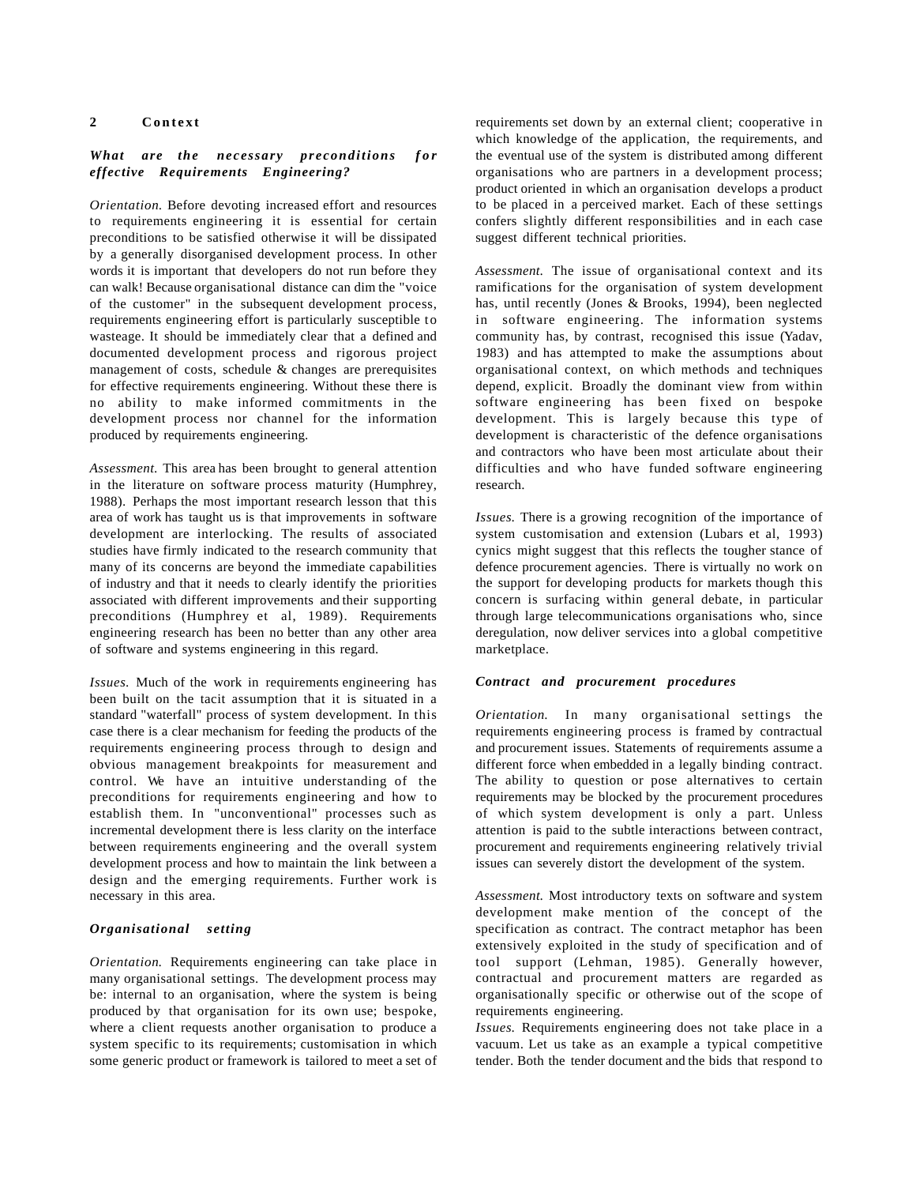## 2 Context

### *What are the necessary preconditions for effective Requirements Engineering?*

*Orientation.* Before devoting increased effort and resources to requirements engineering it is essential for certain preconditions to be satisfied otherwise it will be dissipated by a generally disorganised development process. In other words it is important that developers do not run before they can walk! Because organisational distance can dim the "voice of the customer" in the subsequent development process, requirements engineering effort is particularly susceptible to wasteage. It should be immediately clear that a defined and documented development process and rigorous project management of costs, schedule & changes are prerequisites for effective requirements engineering. Without these there is no ability to make informed commitments in the development process nor channel for the information produced by requirements engineering.

*Assessment.* This area has been brought to general attention in the literature on software process maturity (Humphrey, 1988). Perhaps the most important research lesson that this area of work has taught us is that improvements in software development are interlocking. The results of associated studies have firmly indicated to the research community that many of its concerns are beyond the immediate capabilities of industry and that it needs to clearly identify the priorities associated with different improvements and their supporting preconditions (Humphrey et al, 1989). Requirements engineering research has been no better than any other area of software and systems engineering in this regard.

*Issues.* Much of the work in requirements engineering has been built on the tacit assumption that it is situated in a standard "waterfall" process of system development. In this case there is a clear mechanism for feeding the products of the requirements engineering process through to design and obvious management breakpoints for measurement and control. We have an intuitive understanding of the preconditions for requirements engineering and how to establish them. In "unconventional" processes such as incremental development there is less clarity on the interface between requirements engineering and the overall system development process and how to maintain the link between a design and the emerging requirements. Further work is necessary in this area.

### *Organisational setting*

*Orientation.* Requirements engineering can take place in many organisational settings. The development process may be: internal to an organisation, where the system is being produced by that organisation for its own use; bespoke, where a client requests another organisation to produce a system specific to its requirements; customisation in which some generic product or framework is tailored to meet a set of requirements set down by an external client; cooperative in which knowledge of the application, the requirements, and the eventual use of the system is distributed among different organisations who are partners in a development process; product oriented in which an organisation develops a product to be placed in a perceived market. Each of these settings confers slightly different responsibilities and in each case suggest different technical priorities.

*Assessment.* The issue of organisational context and its ramifications for the organisation of system development has, until recently (Jones & Brooks, 1994), been neglected in software engineering. The information systems community has, by contrast, recognised this issue (Yadav, 1983) and has attempted to make the assumptions about organisational context, on which methods and techniques depend, explicit. Broadly the dominant view from within software engineering has been fixed on bespoke development. This is largely because this type of development is characteristic of the defence organisations and contractors who have been most articulate about their difficulties and who have funded software engineering research.

*Issues.* There is a growing recognition of the importance of system customisation and extension (Lubars et al, 1993) cynics might suggest that this reflects the tougher stance of defence procurement agencies. There is virtually no work on the support for developing products for markets though this concern is surfacing within general debate, in particular through large telecommunications organisations who, since deregulation, now deliver services into a global competitive marketplace.

### *Contract and procurement procedures*

*Orientation.* In many organisational settings the requirements engineering process is framed by contractual and procurement issues. Statements of requirements assume a different force when embedded in a legally binding contract. The ability to question or pose alternatives to certain requirements may be blocked by the procurement procedures of which system development is only a part. Unless attention is paid to the subtle interactions between contract, procurement and requirements engineering relatively trivial issues can severely distort the development of the system.

*Assessment.* Most introductory texts on software and system development make mention of the concept of the specification as contract. The contract metaphor has been extensively exploited in the study of specification and of tool support (Lehman, 1985). Generally however, contractual and procurement matters are regarded as organisationally specific or otherwise out of the scope of requirements engineering.

*Issues.* Requirements engineering does not take place in a vacuum. Let us take as an example a typical competitive tender. Both the tender document and the bids that respond to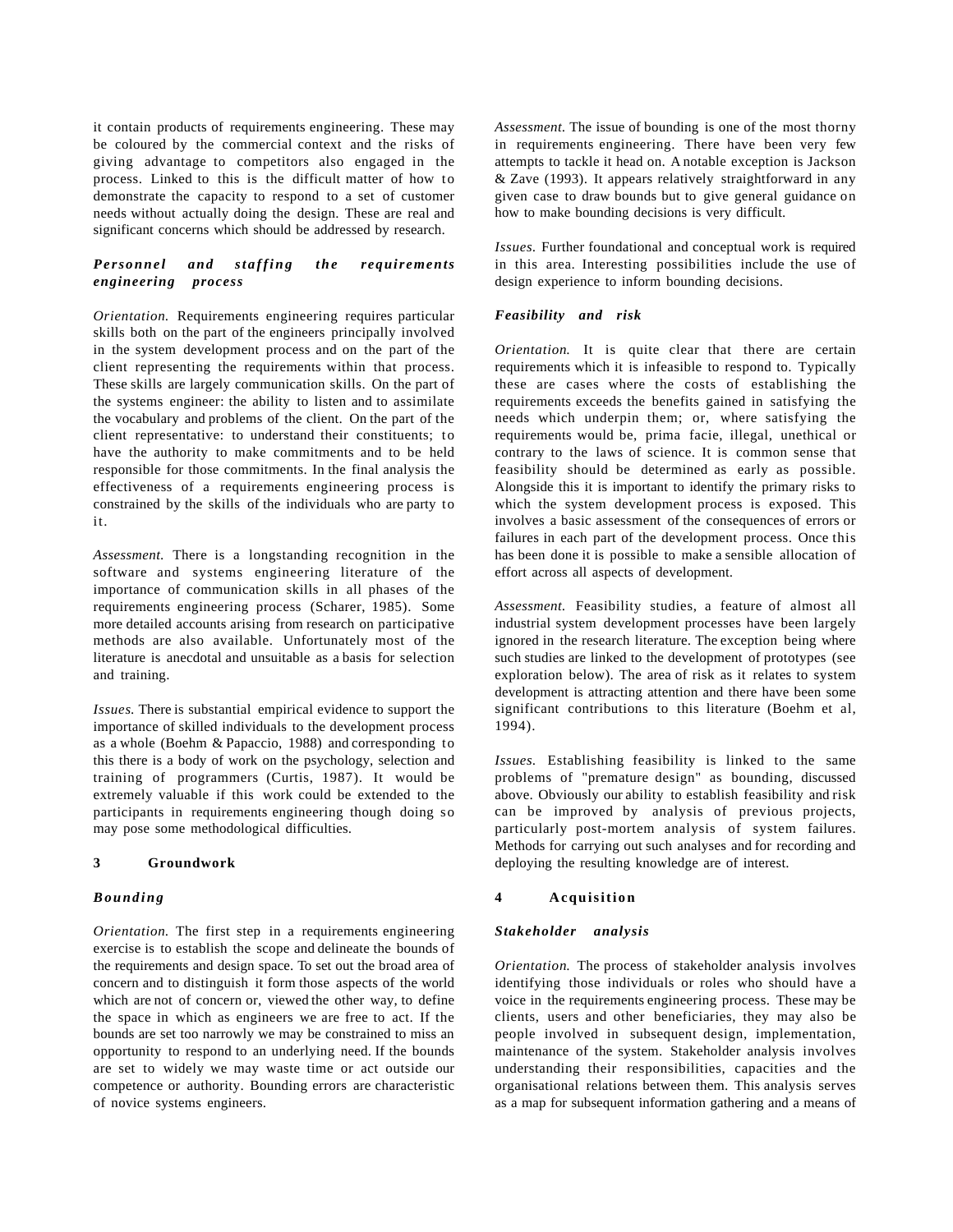it contain products of requirements engineering. These may be coloured by the commercial context and the risks of giving advantage to competitors also engaged in the process. Linked to this is the difficult matter of how to demonstrate the capacity to respond to a set of customer needs without actually doing the design. These are real and significant concerns which should be addressed by research.

### *Personnel and staffing the requirements engineering process*

*Orientation.* Requirements engineering requires particular skills both on the part of the engineers principally involved in the system development process and on the part of the client representing the requirements within that process. These skills are largely communication skills. On the part of the systems engineer: the ability to listen and to assimilate the vocabulary and problems of the client. On the part of the client representative: to understand their constituents; to have the authority to make commitments and to be held responsible for those commitments. In the final analysis the effectiveness of a requirements engineering process is constrained by the skills of the individuals who are party to it.

*Assessment.* There is a longstanding recognition in the software and systems engineering literature of the importance of communication skills in all phases of the requirements engineering process (Scharer, 1985). Some more detailed accounts arising from research on participative methods are also available. Unfortunately most of the literature is anecdotal and unsuitable as a basis for selection and training.

*Issues.* There is substantial empirical evidence to support the importance of skilled individuals to the development process as a whole (Boehm & Papaccio, 1988) and corresponding to this there is a body of work on the psychology, selection and training of programmers (Curtis, 1987). It would be extremely valuable if this work could be extended to the participants in requirements engineering though doing so may pose some methodological difficulties.

## 3 Groundwork

### *Bounding*

*Orientation.* The first step in a requirements engineering exercise is to establish the scope and delineate the bounds of the requirements and design space. To set out the broad area of concern and to distinguish it form those aspects of the world which are not of concern or, viewed the other way, to define the space in which as engineers we are free to act. If the bounds are set too narrowly we may be constrained to miss an opportunity to respond to an underlying need. If the bounds are set to widely we may waste time or act outside our competence or authority. Bounding errors are characteristic of novice systems engineers.

*Assessment.* The issue of bounding is one of the most thorny in requirements engineering. There have been very few attempts to tackle it head on. A notable exception is Jackson & Zave (1993). It appears relatively straightforward in any given case to draw bounds but to give general guidance on how to make bounding decisions is very difficult.

*Issues.* Further foundational and conceptual work is required in this area. Interesting possibilities include the use of design experience to inform bounding decisions.

### *Feasibility and risk*

*Orientation.* It is quite clear that there are certain requirements which it is infeasible to respond to. Typically these are cases where the costs of establishing the requirements exceeds the benefits gained in satisfying the needs which underpin them; or, where satisfying the requirements would be, prima facie, illegal, unethical or contrary to the laws of science. It is common sense that feasibility should be determined as early as possible. Alongside this it is important to identify the primary risks to which the system development process is exposed. This involves a basic assessment of the consequences of errors or failures in each part of the development process. Once this has been done it is possible to make a sensible allocation of effort across all aspects of development.

*Assessment.* Feasibility studies, a feature of almost all industrial system development processes have been largely ignored in the research literature. The exception being where such studies are linked to the development of prototypes (see exploration below). The area of risk as it relates to system development is attracting attention and there have been some significant contributions to this literature (Boehm et al, 1994).

*Issues.* Establishing feasibility is linked to the same problems of "premature design" as bounding, discussed above. Obviously our ability to establish feasibility and risk can be improved by analysis of previous projects, particularly post-mortem analysis of system failures. Methods for carrying out such analyses and for recording and deploying the resulting knowledge are of interest.

## 4 Acquisition

### *Stakeholder analysis*

*Orientation.* The process of stakeholder analysis involves identifying those individuals or roles who should have a voice in the requirements engineering process. These may be clients, users and other beneficiaries, they may also be people involved in subsequent design, implementation, maintenance of the system. Stakeholder analysis involves understanding their responsibilities, capacities and the organisational relations between them. This analysis serves as a map for subsequent information gathering and a means of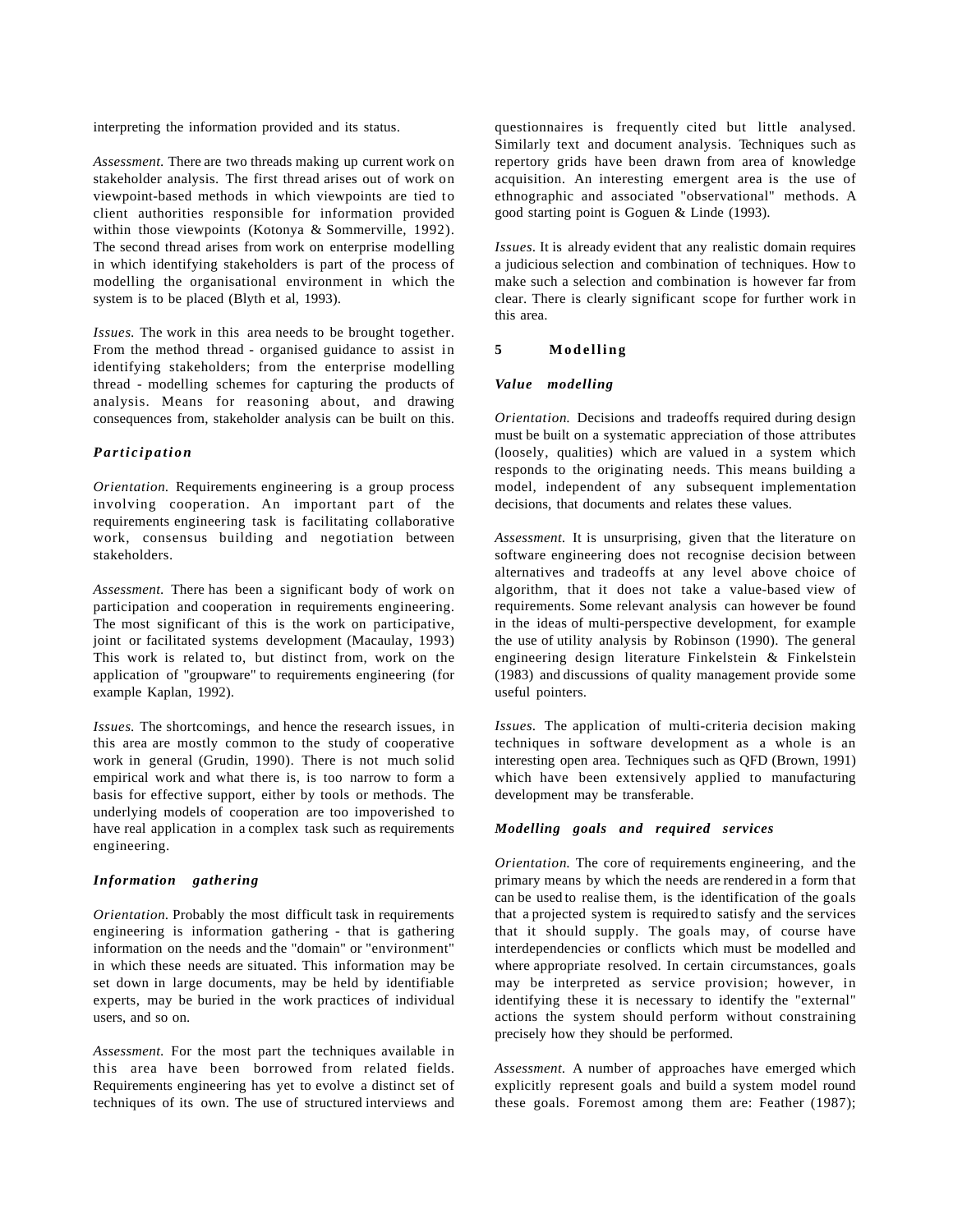interpreting the information provided and its status.

*Assessment.* There are two threads making up current work on stakeholder analysis. The first thread arises out of work on viewpoint-based methods in which viewpoints are tied to client authorities responsible for information provided within those viewpoints (Kotonya & Sommerville, 1992). The second thread arises from work on enterprise modelling in which identifying stakeholders is part of the process of modelling the organisational environment in which the system is to be placed (Blyth et al, 1993).

*Issues.* The work in this area needs to be brought together. From the method thread - organised guidance to assist in identifying stakeholders; from the enterprise modelling thread - modelling schemes for capturing the products of analysis. Means for reasoning about, and drawing consequences from, stakeholder analysis can be built on this.

### ***Participation***

*Orientation.* Requirements engineering is a group process involving cooperation. An important part of the requirements engineering task is facilitating collaborative work, consensus building and negotiation between stakeholders.

*Assessment.* There has been a significant body of work on participation and cooperation in requirements engineering. The most significant of this is the work on participative, joint or facilitated systems development (Macaulay, 1993) This work is related to, but distinct from, work on the application of "groupware" to requirements engineering (for example Kaplan, 1992).

*Issues.* The shortcomings, and hence the research issues, in this area are mostly common to the study of cooperative work in general (Grudin, 1990). There is not much solid empirical work and what there is, is too narrow to form a basis for effective support, either by tools or methods. The underlying models of cooperation are too impoverished to have real application in a complex task such as requirements engineering.

### ***Information gathering***

*Orientation.* Probably the most difficult task in requirements engineering is information gathering - that is gathering information on the needs and the "domain" or "environment" in which these needs are situated. This information may be set down in large documents, may be held by identifiable experts, may be buried in the work practices of individual users, and so on.

*Assessment.* For the most part the techniques available in this area have been borrowed from related fields. Requirements engineering has yet to evolve a distinct set of techniques of its own. The use of structured interviews and questionnaires is frequently cited but little analysed. Similarly text and document analysis. Techniques such as repertory grids have been drawn from area of knowledge acquisition. An interesting emergent area is the use of ethnographic and associated "observational" methods. A good starting point is Goguen & Linde (1993).

*Issues.* It is already evident that any realistic domain requires a judicious selection and combination of techniques. How to make such a selection and combination is however far from clear. There is clearly significant scope for further work in this area.

## 5 Modelling

### ***Value modelling***

*Orientation.* Decisions and tradeoffs required during design must be built on a systematic appreciation of those attributes (loosely, qualities) which are valued in a system which responds to the originating needs. This means building a model, independent of any subsequent implementation decisions, that documents and relates these values.

*Assessment.* It is unsurprising, given that the literature on software engineering does not recognise decision between alternatives and tradeoffs at any level above choice of algorithm, that it does not take a value-based view of requirements. Some relevant analysis can however be found in the ideas of multi-perspective development, for example the use of utility analysis by Robinson (1990). The general engineering design literature Finkelstein & Finkelstein (1983) and discussions of quality management provide some useful pointers.

*Issues.* The application of multi-criteria decision making techniques in software development as a whole is an interesting open area. Techniques such as QFD (Brown, 1991) which have been extensively applied to manufacturing development may be transferable.

### ***Modelling goals and required services***

*Orientation.* The core of requirements engineering, and the primary means by which the needs are rendered in a form that can be used to realise them, is the identification of the goals that a projected system is required to satisfy and the services that it should supply. The goals may, of course have interdependencies or conflicts which must be modelled and where appropriate resolved. In certain circumstances, goals may be interpreted as service provision; however, in identifying these it is necessary to identify the "external" actions the system should perform without constraining precisely how they should be performed.

*Assessment.* A number of approaches have emerged which explicitly represent goals and build a system model round these goals. Foremost among them are: Feather (1987);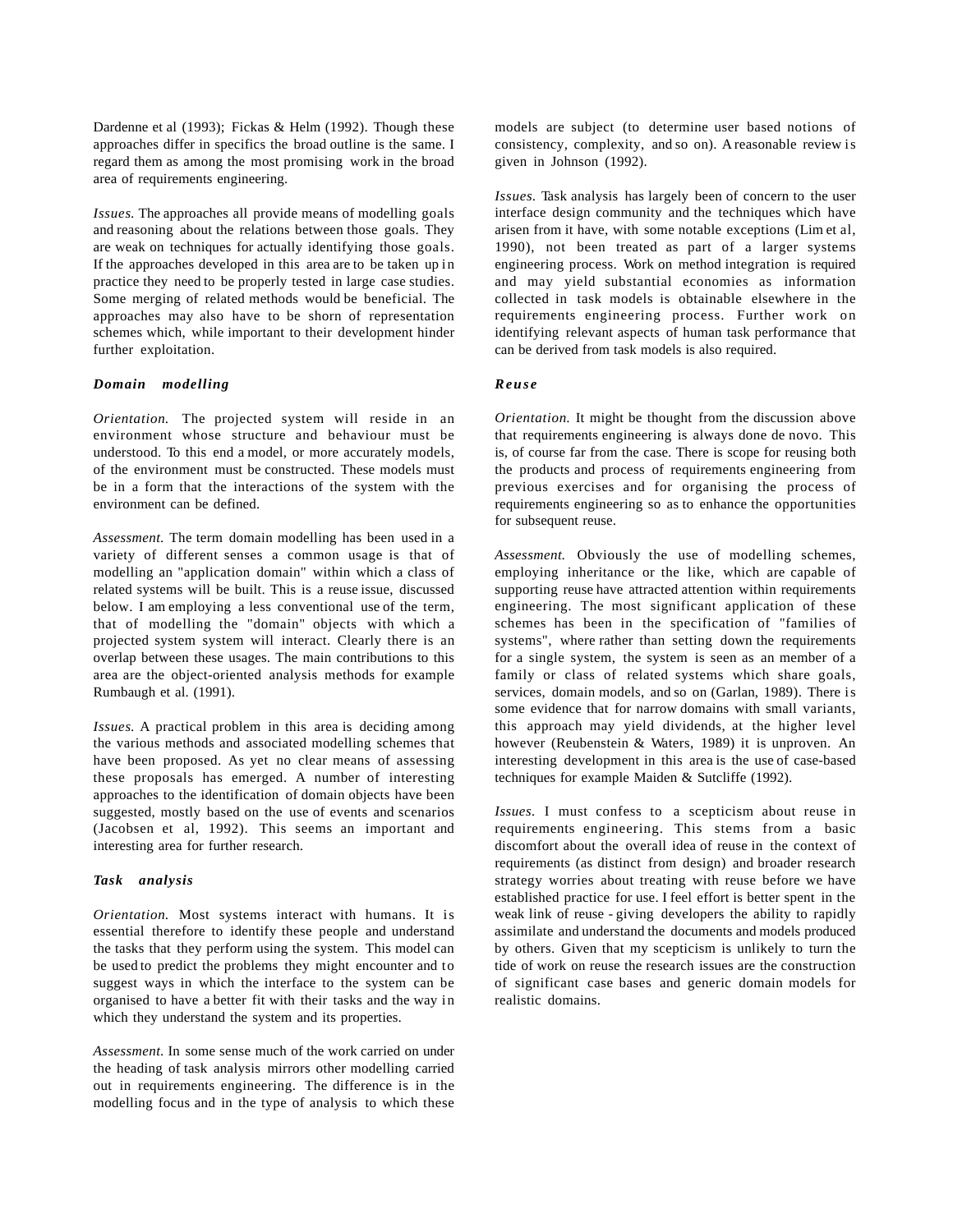Dardenne et al (1993); Fickas & Helm (1992). Though these approaches differ in specifics the broad outline is the same. I regard them as among the most promising work in the broad area of requirements engineering.

*Issues.* The approaches all provide means of modelling goals and reasoning about the relations between those goals. They are weak on techniques for actually identifying those goals. If the approaches developed in this area are to be taken up in practice they need to be properly tested in large case studies. Some merging of related methods would be beneficial. The approaches may also have to be shorn of representation schemes which, while important to their development hinder further exploitation.

***Domain modelling***

*Orientation.* The projected system will reside in an environment whose structure and behaviour must be understood. To this end a model, or more accurately models, of the environment must be constructed. These models must be in a form that the interactions of the system with the environment can be defined.

*Assessment.* The term domain modelling has been used in a variety of different senses a common usage is that of modelling an "application domain" within which a class of related systems will be built. This is a reuse issue, discussed below. I am employing a less conventional use of the term, that of modelling the "domain" objects with which a projected system system will interact. Clearly there is an overlap between these usages. The main contributions to this area are the object-oriented analysis methods for example Rumbaugh et al. (1991).

*Issues.* A practical problem in this area is deciding among the various methods and associated modelling schemes that have been proposed. As yet no clear means of assessing these proposals has emerged. A number of interesting approaches to the identification of domain objects have been suggested, mostly based on the use of events and scenarios (Jacobsen et al, 1992). This seems an important and interesting area for further research.

***Task analysis***

*Orientation.* Most systems interact with humans. It is essential therefore to identify these people and understand the tasks that they perform using the system. This model can be used to predict the problems they might encounter and to suggest ways in which the interface to the system can be organised to have a better fit with their tasks and the way in which they understand the system and its properties.

*Assessment.* In some sense much of the work carried on under the heading of task analysis mirrors other modelling carried out in requirements engineering. The difference is in the modelling focus and in the type of analysis to which these models are subject (to determine user based notions of consistency, complexity, and so on). A reasonable review is given in Johnson (1992).

*Issues.* Task analysis has largely been of concern to the user interface design community and the techniques which have arisen from it have, with some notable exceptions (Lim et al, 1990), not been treated as part of a larger systems engineering process. Work on method integration is required and may yield substantial economies as information collected in task models is obtainable elsewhere in the requirements engineering process. Further work on identifying relevant aspects of human task performance that can be derived from task models is also required.

***Reuse***

*Orientation.* It might be thought from the discussion above that requirements engineering is always done de novo. This is, of course far from the case. There is scope for reusing both the products and process of requirements engineering from previous exercises and for organising the process of requirements engineering so as to enhance the opportunities for subsequent reuse.

*Assessment.* Obviously the use of modelling schemes, employing inheritance or the like, which are capable of supporting reuse have attracted attention within requirements engineering. The most significant application of these schemes has been in the specification of "families of systems", where rather than setting down the requirements for a single system, the system is seen as an member of a family or class of related systems which share goals, services, domain models, and so on (Garlan, 1989). There is some evidence that for narrow domains with small variants, this approach may yield dividends, at the higher level however (Reubenstein & Waters, 1989) it is unproven. An interesting development in this area is the use of case-based techniques for example Maiden & Sutcliffe (1992).

*Issues.* I must confess to a scepticism about reuse in requirements engineering. This stems from a basic discomfort about the overall idea of reuse in the context of requirements (as distinct from design) and broader research strategy worries about treating with reuse before we have established practice for use. I feel effort is better spent in the weak link of reuse - giving developers the ability to rapidly assimilate and understand the documents and models produced by others. Given that my scepticism is unlikely to turn the tide of work on reuse the research issues are the construction of significant case bases and generic domain models for realistic domains.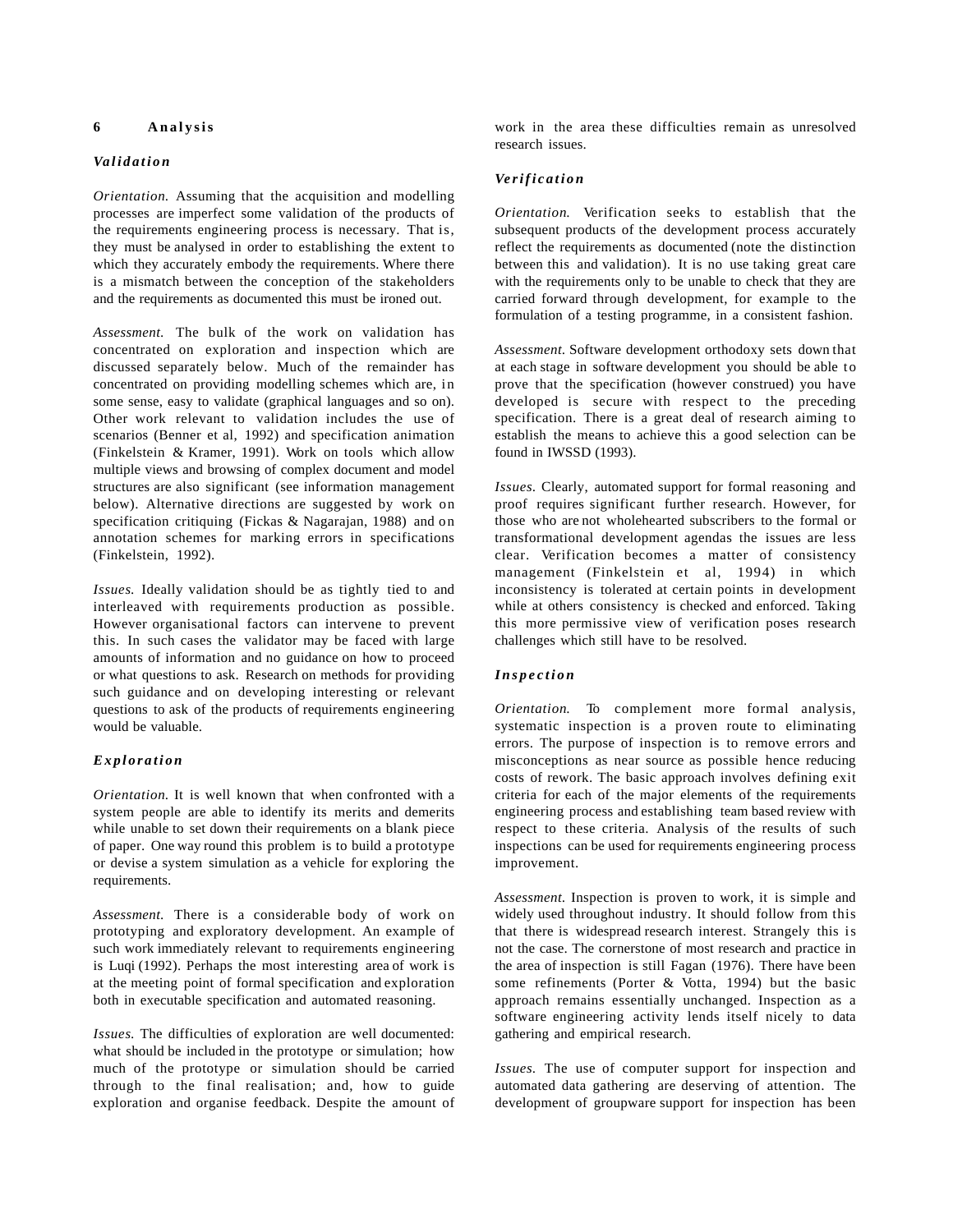## 6 Analysis

### *Validation*

*Orientation.* Assuming that the acquisition and modelling processes are imperfect some validation of the products of the requirements engineering process is necessary. That is, they must be analysed in order to establishing the extent to which they accurately embody the requirements. Where there is a mismatch between the conception of the stakeholders and the requirements as documented this must be ironed out.

*Assessment.* The bulk of the work on validation has concentrated on exploration and inspection which are discussed separately below. Much of the remainder has concentrated on providing modelling schemes which are, in some sense, easy to validate (graphical languages and so on). Other work relevant to validation includes the use of scenarios (Benner et al, 1992) and specification animation (Finkelstein & Kramer, 1991). Work on tools which allow multiple views and browsing of complex document and model structures are also significant (see information management below). Alternative directions are suggested by work on specification critiquing (Fickas & Nagarajan, 1988) and on annotation schemes for marking errors in specifications (Finkelstein, 1992).

*Issues.* Ideally validation should be as tightly tied to and interleaved with requirements production as possible. However organisational factors can intervene to prevent this. In such cases the validator may be faced with large amounts of information and no guidance on how to proceed or what questions to ask. Research on methods for providing such guidance and on developing interesting or relevant questions to ask of the products of requirements engineering would be valuable.

### *Exploration*

*Orientation.* It is well known that when confronted with a system people are able to identify its merits and demerits while unable to set down their requirements on a blank piece of paper. One way round this problem is to build a prototype or devise a system simulation as a vehicle for exploring the requirements.

*Assessment.* There is a considerable body of work on prototyping and exploratory development. An example of such work immediately relevant to requirements engineering is Luqi (1992). Perhaps the most interesting area of work is at the meeting point of formal specification and exploration both in executable specification and automated reasoning.

*Issues.* The difficulties of exploration are well documented: what should be included in the prototype or simulation; how much of the prototype or simulation should be carried through to the final realisation; and, how to guide exploration and organise feedback. Despite the amount of work in the area these difficulties remain as unresolved research issues.

### *Verification*

*Orientation.* Verification seeks to establish that the subsequent products of the development process accurately reflect the requirements as documented (note the distinction between this and validation). It is no use taking great care with the requirements only to be unable to check that they are carried forward through development, for example to the formulation of a testing programme, in a consistent fashion.

*Assessment.* Software development orthodoxy sets down that at each stage in software development you should be able to prove that the specification (however construed) you have developed is secure with respect to the preceding specification. There is a great deal of research aiming to establish the means to achieve this a good selection can be found in IWSSD (1993).

*Issues.* Clearly, automated support for formal reasoning and proof requires significant further research. However, for those who are not wholehearted subscribers to the formal or transformational development agendas the issues are less clear. Verification becomes a matter of consistency management (Finkelstein et al, 1994) in which inconsistency is tolerated at certain points in development while at others consistency is checked and enforced. Taking this more permissive view of verification poses research challenges which still have to be resolved.

### *Inspection*

*Orientation.* To complement more formal analysis, systematic inspection is a proven route to eliminating errors. The purpose of inspection is to remove errors and misconceptions as near source as possible hence reducing costs of rework. The basic approach involves defining exit criteria for each of the major elements of the requirements engineering process and establishing team based review with respect to these criteria. Analysis of the results of such inspections can be used for requirements engineering process improvement.

*Assessment.* Inspection is proven to work, it is simple and widely used throughout industry. It should follow from this that there is widespread research interest. Strangely this is not the case. The cornerstone of most research and practice in the area of inspection is still Fagan (1976). There have been some refinements (Porter & Votta, 1994) but the basic approach remains essentially unchanged. Inspection as a software engineering activity lends itself nicely to data gathering and empirical research.

*Issues.* The use of computer support for inspection and automated data gathering are deserving of attention. The development of groupware support for inspection has been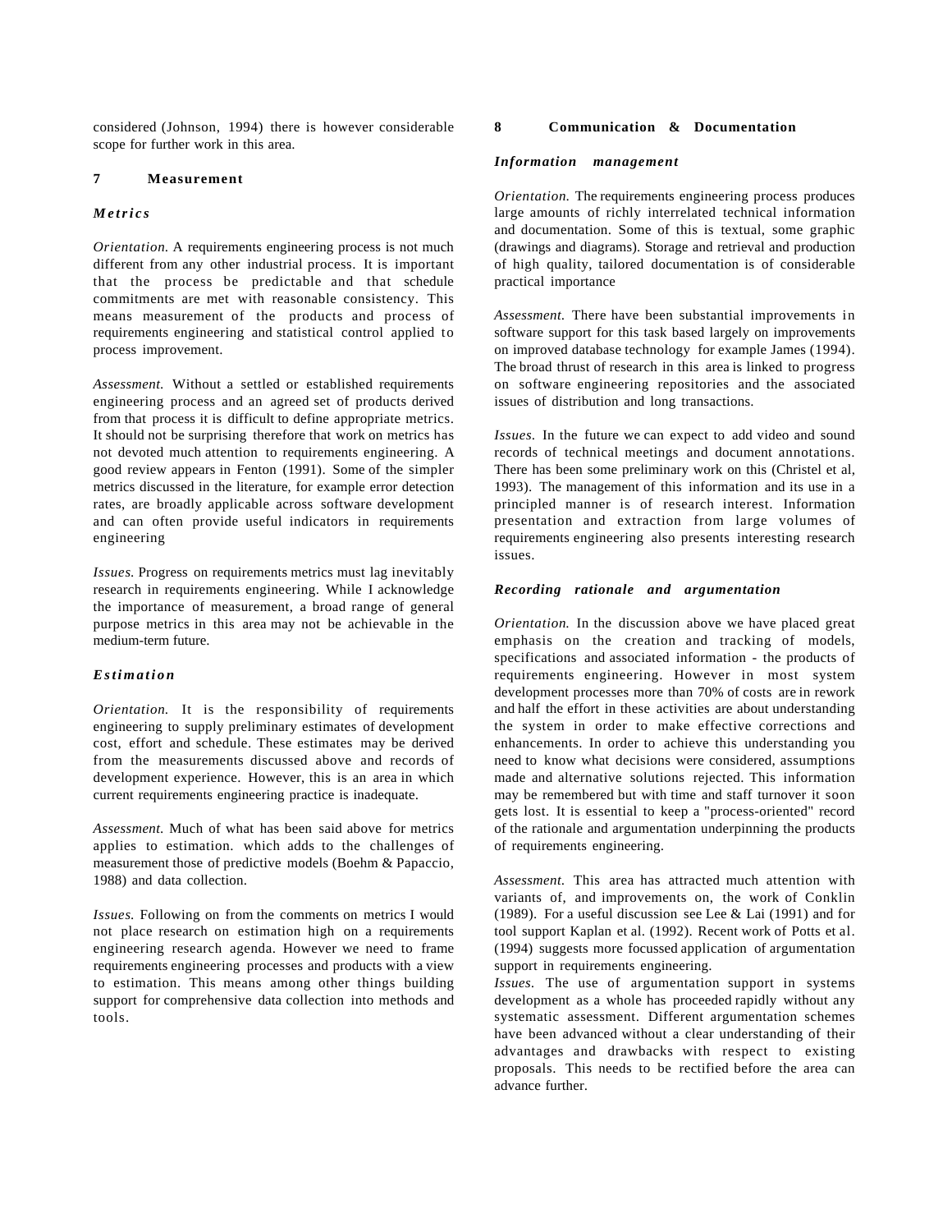considered (Johnson, 1994) there is however considerable scope for further work in this area.

## 7 Measurement

### *Metrics*

*Orientation.* A requirements engineering process is not much different from any other industrial process. It is important that the process be predictable and that schedule commitments are met with reasonable consistency. This means measurement of the products and process of requirements engineering and statistical control applied to process improvement.

*Assessment.* Without a settled or established requirements engineering process and an agreed set of products derived from that process it is difficult to define appropriate metrics. It should not be surprising therefore that work on metrics has not devoted much attention to requirements engineering. A good review appears in Fenton (1991). Some of the simpler metrics discussed in the literature, for example error detection rates, are broadly applicable across software development and can often provide useful indicators in requirements engineering

*Issues.* Progress on requirements metrics must lag inevitably research in requirements engineering. While I acknowledge the importance of measurement, a broad range of general purpose metrics in this area may not be achievable in the medium-term future.

### *Estimation*

*Orientation.* It is the responsibility of requirements engineering to supply preliminary estimates of development cost, effort and schedule. These estimates may be derived from the measurements discussed above and records of development experience. However, this is an area in which current requirements engineering practice is inadequate.

*Assessment.* Much of what has been said above for metrics applies to estimation. which adds to the challenges of measurement those of predictive models (Boehm & Papaccio, 1988) and data collection.

*Issues.* Following on from the comments on metrics I would not place research on estimation high on a requirements engineering research agenda. However we need to frame requirements engineering processes and products with a view to estimation. This means among other things building support for comprehensive data collection into methods and tools.

## 8 Communication & Documentation

### *Information management*

*Orientation.* The requirements engineering process produces large amounts of richly interrelated technical information and documentation. Some of this is textual, some graphic (drawings and diagrams). Storage and retrieval and production of high quality, tailored documentation is of considerable practical importance

*Assessment.* There have been substantial improvements in software support for this task based largely on improvements on improved database technology for example James (1994). The broad thrust of research in this area is linked to progress on software engineering repositories and the associated issues of distribution and long transactions.

*Issues.* In the future we can expect to add video and sound records of technical meetings and document annotations. There has been some preliminary work on this (Christel et al, 1993). The management of this information and its use in a principled manner is of research interest. Information presentation and extraction from large volumes of requirements engineering also presents interesting research issues.

### *Recording rationale and argumentation*

*Orientation.* In the discussion above we have placed great emphasis on the creation and tracking of models, specifications and associated information - the products of requirements engineering. However in most system development processes more than 70% of costs are in rework and half the effort in these activities are about understanding the system in order to make effective corrections and enhancements. In order to achieve this understanding you need to know what decisions were considered, assumptions made and alternative solutions rejected. This information may be remembered but with time and staff turnover it soon gets lost. It is essential to keep a "process-oriented" record of the rationale and argumentation underpinning the products of requirements engineering.

*Assessment.* This area has attracted much attention with variants of, and improvements on, the work of Conklin (1989). For a useful discussion see Lee & Lai (1991) and for tool support Kaplan et al. (1992). Recent work of Potts et al. (1994) suggests more focussed application of argumentation support in requirements engineering.

*Issues.* The use of argumentation support in systems development as a whole has proceeded rapidly without any systematic assessment. Different argumentation schemes have been advanced without a clear understanding of their advantages and drawbacks with respect to existing proposals. This needs to be rectified before the area can advance further.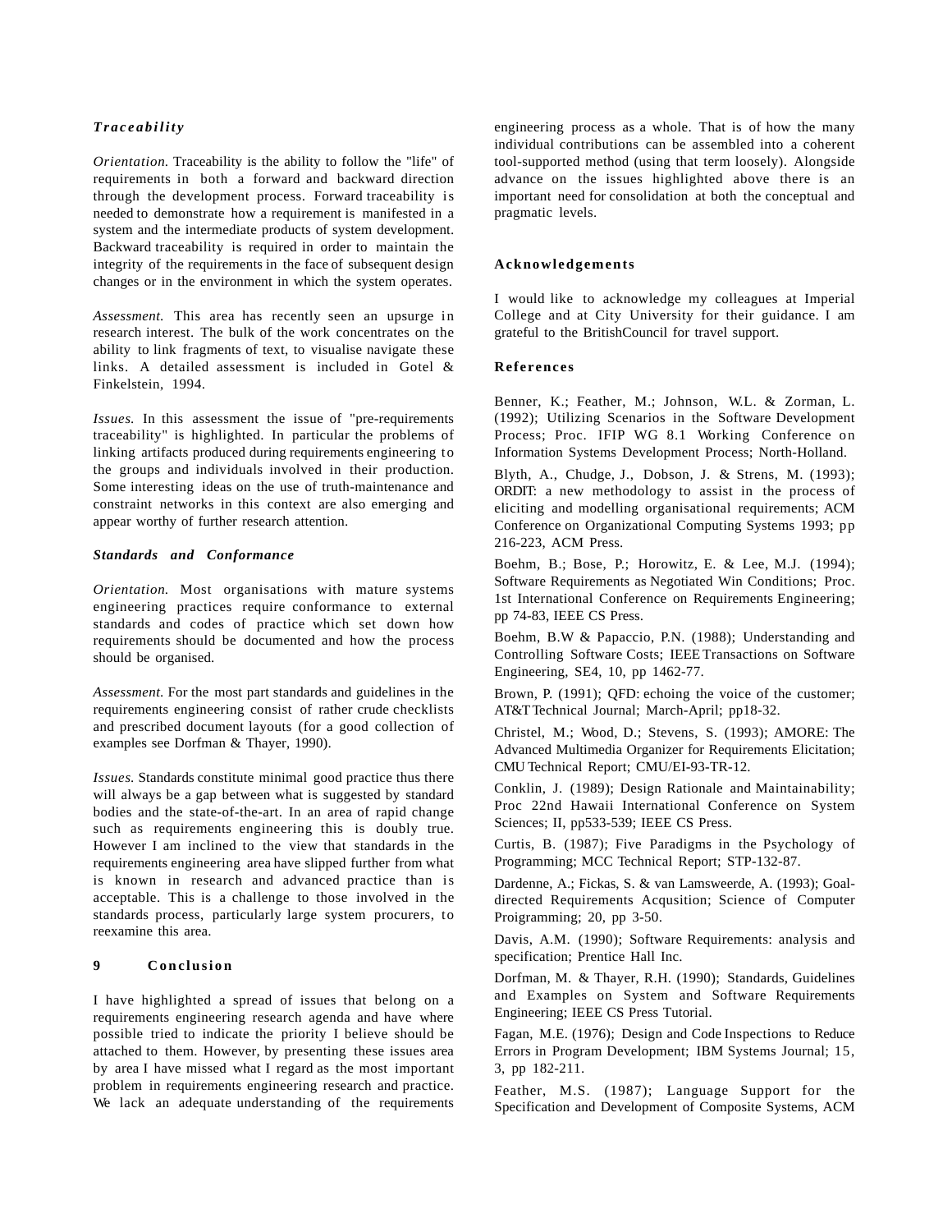### *Traceability*

*Orientation.* Traceability is the ability to follow the "life" of requirements in both a forward and backward direction through the development process. Forward traceability is needed to demonstrate how a requirement is manifested in a system and the intermediate products of system development. Backward traceability is required in order to maintain the integrity of the requirements in the face of subsequent design changes or in the environment in which the system operates.

*Assessment.* This area has recently seen an upsurge in research interest. The bulk of the work concentrates on the ability to link fragments of text, to visualise navigate these links. A detailed assessment is included in Gotel & Finkelstein, 1994.

*Issues.* In this assessment the issue of "pre-requirements traceability" is highlighted. In particular the problems of linking artifacts produced during requirements engineering to the groups and individuals involved in their production. Some interesting ideas on the use of truth-maintenance and constraint networks in this context are also emerging and appear worthy of further research attention.

### *Standards and Conformance*

*Orientation.* Most organisations with mature systems engineering practices require conformance to external standards and codes of practice which set down how requirements should be documented and how the process should be organised.

*Assessment.* For the most part standards and guidelines in the requirements engineering consist of rather crude checklists and prescribed document layouts (for a good collection of examples see Dorfman & Thayer, 1990).

*Issues.* Standards constitute minimal good practice thus there will always be a gap between what is suggested by standard bodies and the state-of-the-art. In an area of rapid change such as requirements engineering this is doubly true. However I am inclined to the view that standards in the requirements engineering area have slipped further from what is known in research and advanced practice than is acceptable. This is a challenge to those involved in the standards process, particularly large system procurers, to reexamine this area.

## 9 Conclusion

I have highlighted a spread of issues that belong on a requirements engineering research agenda and have where possible tried to indicate the priority I believe should be attached to them. However, by presenting these issues area by area I have missed what I regard as the most important problem in requirements engineering research and practice. We lack an adequate understanding of the requirements engineering process as a whole. That is of how the many individual contributions can be assembled into a coherent tool-supported method (using that term loosely). Alongside advance on the issues highlighted above there is an important need for consolidation at both the conceptual and pragmatic levels.

## Acknowledgements

I would like to acknowledge my colleagues at Imperial College and at City University for their guidance. I am grateful to the BritishCouncil for travel support.

## References

Benner, K.; Feather, M.; Johnson, W.L. & Zorman, L. (1992); Utilizing Scenarios in the Software Development Process; Proc. IFIP WG 8.1 Working Conference on Information Systems Development Process; North-Holland.

Blyth, A., Chudge, J., Dobson, J. & Strens, M. (1993); ORDIT: a new methodology to assist in the process of eliciting and modelling organisational requirements; ACM Conference on Organizational Computing Systems 1993; pp 216-223, ACM Press.

Boehm, B.; Bose, P.; Horowitz, E. & Lee, M.J. (1994); Software Requirements as Negotiated Win Conditions; Proc. 1st International Conference on Requirements Engineering; pp 74-83, IEEE CS Press.

Boehm, B.W & Papaccio, P.N. (1988); Understanding and Controlling Software Costs; IEEE Transactions on Software Engineering, SE4, 10, pp 1462-77.

Brown, P. (1991); QFD: echoing the voice of the customer; AT&T Technical Journal; March-April; pp18-32.

Christel, M.; Wood, D.; Stevens, S. (1993); AMORE: The Advanced Multimedia Organizer for Requirements Elicitation; CMU Technical Report; CMU/EI-93-TR-12.

Conklin, J. (1989); Design Rationale and Maintainability; Proc 22nd Hawaii International Conference on System Sciences; II, pp533-539; IEEE CS Press.

Curtis, B. (1987); Five Paradigms in the Psychology of Programming; MCC Technical Report; STP-132-87.

Dardenne, A.; Fickas, S. & van Lamsweerde, A. (1993); Goal-directed Requirements Acqusition; Science of Computer Proigramming; 20, pp 3-50.

Davis, A.M. (1990); Software Requirements: analysis and specification; Prentice Hall Inc.

Dorfman, M. & Thayer, R.H. (1990); Standards, Guidelines and Examples on System and Software Requirements Engineering; IEEE CS Press Tutorial.

Fagan, M.E. (1976); Design and Code Inspections to Reduce Errors in Program Development; IBM Systems Journal; 15, 3, pp 182-211.

Feather, M.S. (1987); Language Support for the Specification and Development of Composite Systems, ACM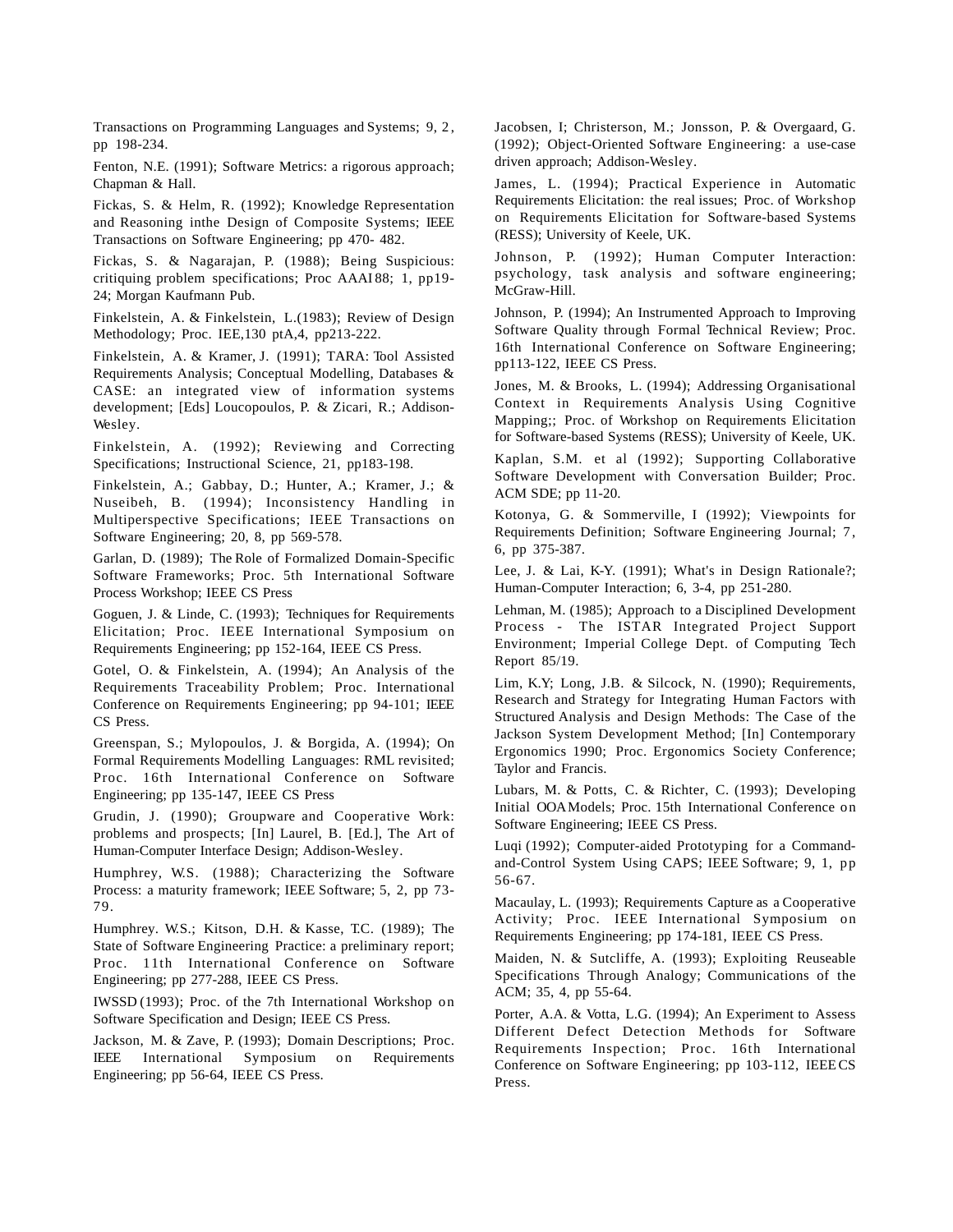Transactions on Programming Languages and Systems; 9, 2, pp 198-234.

Fenton, N.E. (1991); Software Metrics: a rigorous approach; Chapman & Hall.

Fickas, S. & Helm, R. (1992); Knowledge Representation and Reasoning inthe Design of Composite Systems; IEEE Transactions on Software Engineering; pp 470- 482.

Fickas, S. & Nagarajan, P. (1988); Being Suspicious: critiquing problem specifications; Proc AAAI 88; 1, pp19-24; Morgan Kaufmann Pub.

Finkelstein, A. & Finkelstein, L.(1983); Review of Design Methodology; Proc. IEE,130 ptA,4, pp213-222.

Finkelstein, A. & Kramer, J. (1991); TARA: Tool Assisted Requirements Analysis; Conceptual Modelling, Databases & CASE: an integrated view of information systems development; [Eds] Loucopoulos, P. & Zicari, R.; Addison-Wesley.

Finkelstein, A. (1992); Reviewing and Correcting Specifications; Instructional Science, 21, pp183-198.

Finkelstein, A.; Gabbay, D.; Hunter, A.; Kramer, J.; & Nuseibeh, B. (1994); Inconsistency Handling in Multiperspective Specifications; IEEE Transactions on Software Engineering; 20, 8, pp 569-578.

Garlan, D. (1989); The Role of Formalized Domain-Specific Software Frameworks; Proc. 5th International Software Process Workshop; IEEE CS Press

Goguen, J. & Linde, C. (1993); Techniques for Requirements Elicitation; Proc. IEEE International Symposium on Requirements Engineering; pp 152-164, IEEE CS Press.

Gotel, O. & Finkelstein, A. (1994); An Analysis of the Requirements Traceability Problem; Proc. International Conference on Requirements Engineering; pp 94-101; IEEE CS Press.

Greenspan, S.; Mylopoulos, J. & Borgida, A. (1994); On Formal Requirements Modelling Languages: RML revisited; Proc. 16th International Conference on Software Engineering; pp 135-147, IEEE CS Press

Grudin, J. (1990); Groupware and Cooperative Work: problems and prospects; [In] Laurel, B. [Ed.], The Art of Human-Computer Interface Design; Addison-Wesley.

Humphrey, W.S. (1988); Characterizing the Software Process: a maturity framework; IEEE Software; 5, 2, pp 73-79.

Humphrey. W.S.; Kitson, D.H. & Kasse, T.C. (1989); The State of Software Engineering Practice: a preliminary report; Proc. 11th International Conference on Software Engineering; pp 277-288, IEEE CS Press.

IWSSD (1993); Proc. of the 7th International Workshop on Software Specification and Design; IEEE CS Press.

Jackson, M. & Zave, P. (1993); Domain Descriptions; Proc. IEEE International Symposium on Requirements Engineering; pp 56-64, IEEE CS Press.

Jacobsen, I; Christerson, M.; Jonsson, P. & Overgaard, G. (1992); Object-Oriented Software Engineering: a use-case driven approach; Addison-Wesley.

James, L. (1994); Practical Experience in Automatic Requirements Elicitation: the real issues; Proc. of Workshop on Requirements Elicitation for Software-based Systems (RESS); University of Keele, UK.

Johnson, P. (1992); Human Computer Interaction: psychology, task analysis and software engineering; McGraw-Hill.

Johnson, P. (1994); An Instrumented Approach to Improving Software Quality through Formal Technical Review; Proc. 16th International Conference on Software Engineering; pp113-122, IEEE CS Press.

Jones, M. & Brooks, L. (1994); Addressing Organisational Context in Requirements Analysis Using Cognitive Mapping;; Proc. of Workshop on Requirements Elicitation for Software-based Systems (RESS); University of Keele, UK.

Kaplan, S.M. et al (1992); Supporting Collaborative Software Development with Conversation Builder; Proc. ACM SDE; pp 11-20.

Kotonya, G. & Sommerville, I (1992); Viewpoints for Requirements Definition; Software Engineering Journal; 7, 6, pp 375-387.

Lee, J. & Lai, K-Y. (1991); What's in Design Rationale?; Human-Computer Interaction; 6, 3-4, pp 251-280.

Lehman, M. (1985); Approach to a Disciplined Development Process - The ISTAR Integrated Project Support Environment; Imperial College Dept. of Computing Tech Report 85/19.

Lim, K.Y; Long, J.B. & Silcock, N. (1990); Requirements, Research and Strategy for Integrating Human Factors with Structured Analysis and Design Methods: The Case of the Jackson System Development Method; [In] Contemporary Ergonomics 1990; Proc. Ergonomics Society Conference; Taylor and Francis.

Lubars, M. & Potts, C. & Richter, C. (1993); Developing Initial OOA Models; Proc. 15th International Conference on Software Engineering; IEEE CS Press.

Luqi (1992); Computer-aided Prototyping for a Command-and-Control System Using CAPS; IEEE Software; 9, 1, pp 56-67.

Macaulay, L. (1993); Requirements Capture as a Cooperative Activity; Proc. IEEE International Symposium on Requirements Engineering; pp 174-181, IEEE CS Press.

Maiden, N. & Sutcliffe, A. (1993); Exploiting Reuseable Specifications Through Analogy; Communications of the ACM; 35, 4, pp 55-64.

Porter, A.A. & Votta, L.G. (1994); An Experiment to Assess Different Defect Detection Methods for Software Requirements Inspection; Proc. 16th International Conference on Software Engineering; pp 103-112, IEEE CS Press.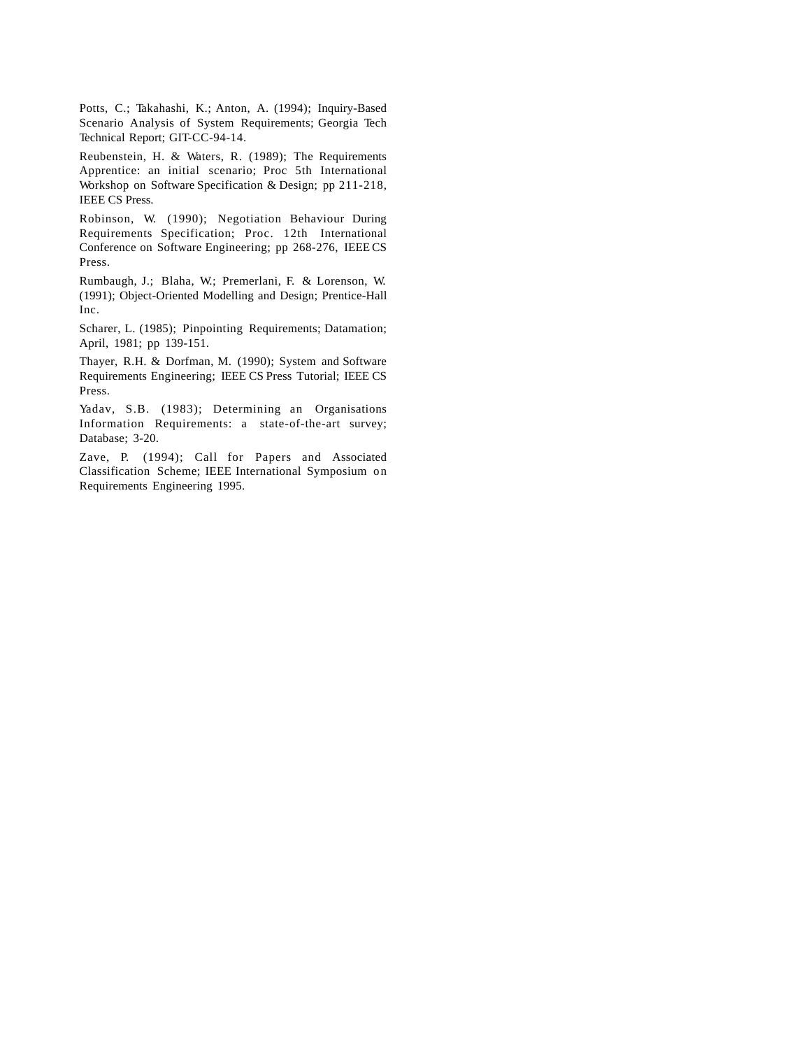Potts, C.; Takahashi, K.; Anton, A. (1994); Inquiry-Based Scenario Analysis of System Requirements; Georgia Tech Technical Report; GIT-CC-94-14.

Reubenstein, H. & Waters, R. (1989); The Requirements Apprentice: an initial scenario; Proc 5th International Workshop on Software Specification & Design; pp 211-218, IEEE CS Press.

Robinson, W. (1990); Negotiation Behaviour During Requirements Specification; Proc. 12th International Conference on Software Engineering; pp 268-276, IEEE CS Press.

Rumbaugh, J.; Blaha, W.; Premerlani, F. & Lorenson, W. (1991); Object-Oriented Modelling and Design; Prentice-Hall Inc.

Scharer, L. (1985); Pinpointing Requirements; Datamation; April, 1981; pp 139-151.

Thayer, R.H. & Dorfman, M. (1990); System and Software Requirements Engineering; IEEE CS Press Tutorial; IEEE CS Press.

Yadav, S.B. (1983); Determining an Organisations Information Requirements: a state-of-the-art survey; Database; 3-20.

Zave, P. (1994); Call for Papers and Associated Classification Scheme; IEEE International Symposium on Requirements Engineering 1995.